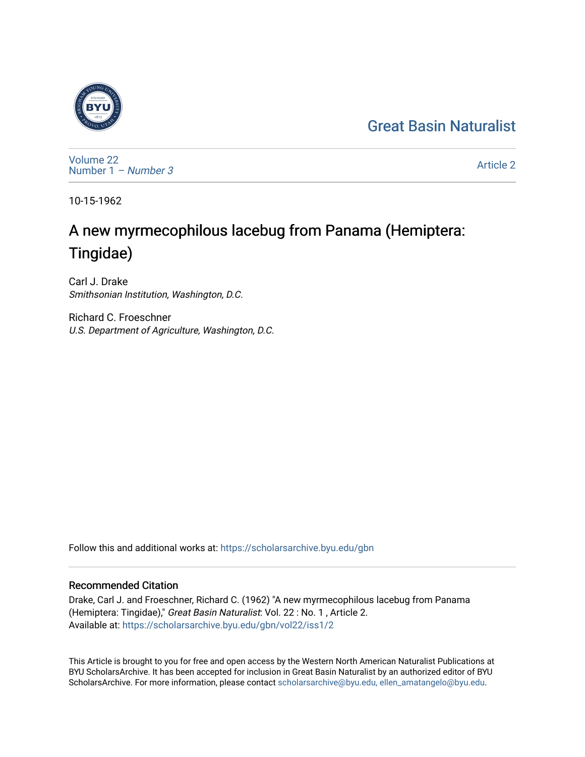Great Basin Naturalist

Volume 22
Number 1 – *Number 3*

Article 2

10-15-1962

# A new myrmecophilous lacebug from Panama (Hemiptera: Tingidae)

Carl J. Drake
*Smithsonian Institution, Washington, D.C.*

Richard C. Froeschner
*U.S. Department of Agriculture, Washington, D.C.*

Follow this and additional works at: https://scholarsarchive.byu.edu/gbn

## Recommended Citation

Drake, Carl J. and Froeschner, Richard C. (1962) "A new myrmecophilous lacebug from Panama (Hemiptera: Tingidae)," *Great Basin Naturalist*: Vol. 22 : No. 1 , Article 2.
Available at: https://scholarsarchive.byu.edu/gbn/vol22/iss1/2

This Article is brought to you for free and open access by the Western North American Naturalist Publications at BYU ScholarsArchive. It has been accepted for inclusion in Great Basin Naturalist by an authorized editor of BYU ScholarsArchive. For more information, please contact scholarsarchive@byu.edu, ellen_amatangelo@byu.edu.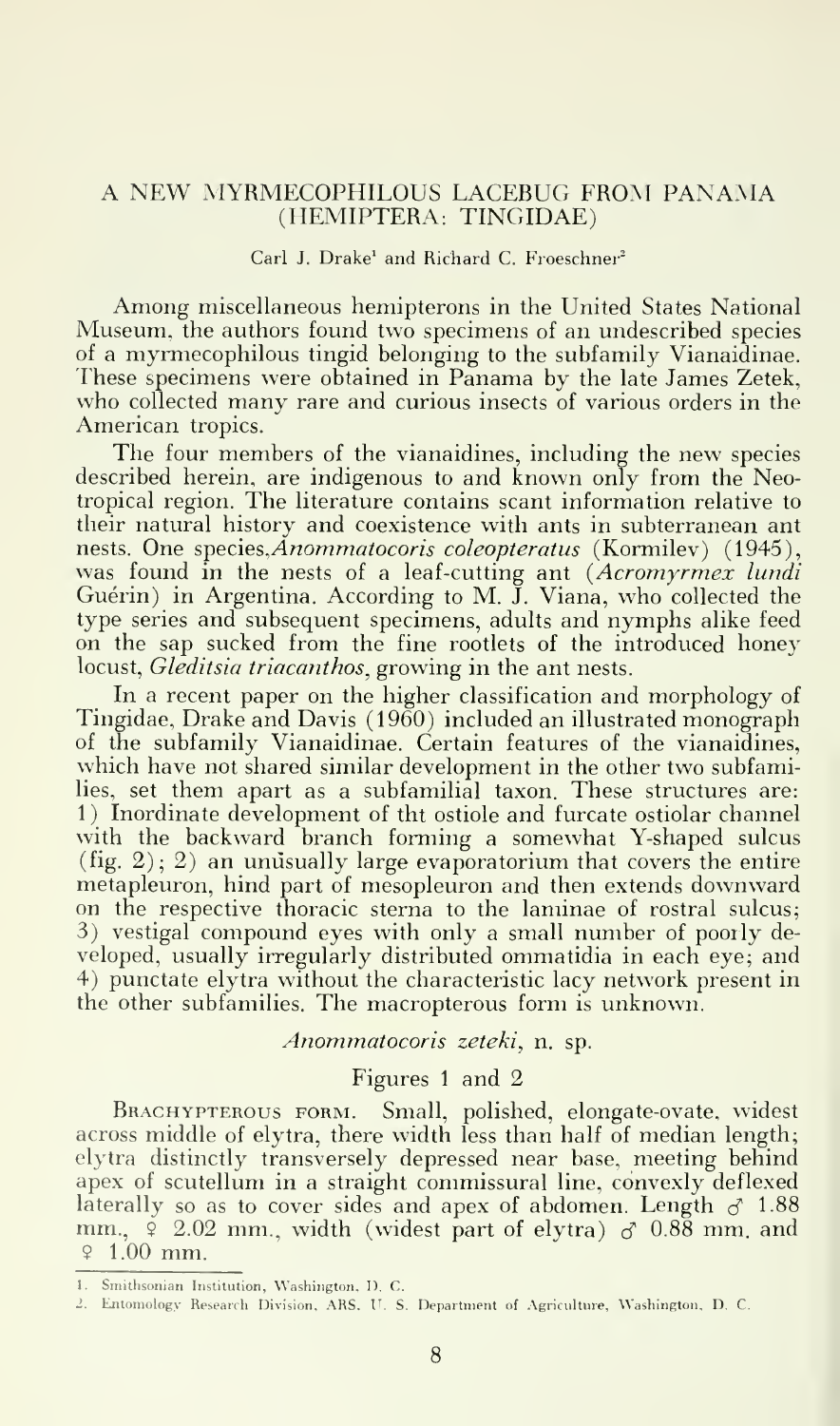# A NEW MYRMECOPHILOUS LACEBUG FROM PANAMA (HEMIPTERA: TINGIDAE)

Carl J. Drake[1] and Richard C. Froeschner[2]

Among miscellaneous hemipterons in the United States National Museum, the authors found two specimens of an undescribed species of a myrmecophilous tingid belonging to the subfamily Vianaidinae. These specimens were obtained in Panama by the late James Zetek, who collected many rare and curious insects of various orders in the American tropics.

The four members of the vianaidines, including the new species described herein, are indigenous to and known only from the Neotropical region. The literature contains scant information relative to their natural history and coexistence with ants in subterranean ant nests. One species, *Anommatocoris coleopteratus* (Kormilev) (1945), was found in the nests of a leaf-cutting ant (*Acromyrmex lundi* Guérin) in Argentina. According to M. J. Viana, who collected the type series and subsequent specimens, adults and nymphs alike feed on the sap sucked from the fine rootlets of the introduced honey locust, *Gleditsia triacanthos*, growing in the ant nests.

In a recent paper on the higher classification and morphology of Tingidae, Drake and Davis (1960) included an illustrated monograph of the subfamily Vianaidinae. Certain features of the vianaidines, which have not shared similar development in the other two subfamilies, set them apart as a subfamilial taxon. These structures are: 1) Inordinate development of tht ostiole and furcate ostiolar channel with the backward branch forming a somewhat Y-shaped sulcus (fig. 2); 2) an unusually large evaporatorium that covers the entire metapleuron, hind part of mesopleuron and then extends downward on the respective thoracic sterna to the laminae of rostral sulcus; 3) vestigal compound eyes with only a small number of poorly developed, usually irregularly distributed ommatidia in each eye; and 4) punctate elytra without the characteristic lacy network present in the other subfamilies. The macropterous form is unknown.

## *Anommatocoris zeteki*, n. sp.

### Figures 1 and 2

Brachypterous form. Small, polished, elongate-ovate, widest across middle of elytra, there width less than half of median length; elytra distinctly transversely depressed near base, meeting behind apex of scutellum in a straight commissural line, convexly deflexed laterally so as to cover sides and apex of abdomen. Length ♂ 1.88 mm., ♀ 2.02 mm., width (widest part of elytra) ♂ 0.88 mm. and ♀ 1.00 mm.

1. Smithsonian Institution, Washington, D. C.
2. Entomology Research Division, ARS, U. S. Department of Agriculture, Washington, D. C.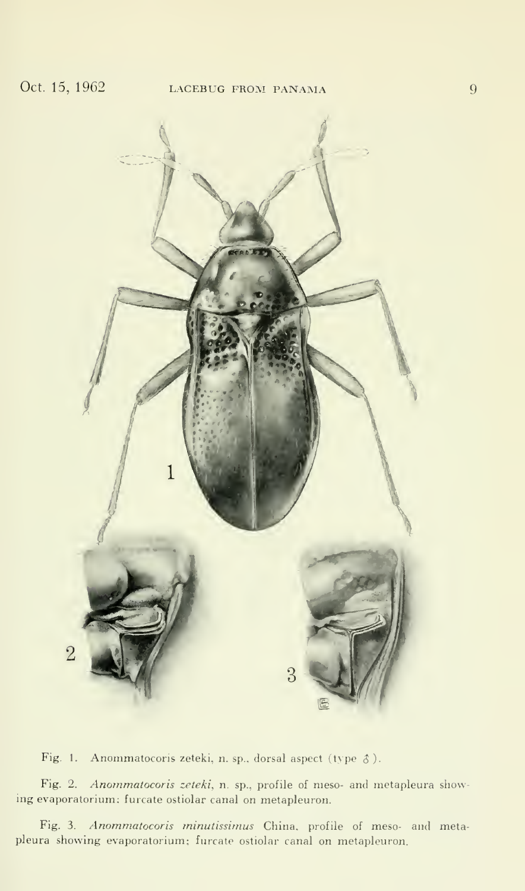Fig. 1. Anommatocoris zeteki, n. sp., dorsal aspect (type ♂).

Fig. 2. *Anommatocoris zeteki*, n. sp., profile of meso- and metapleura showing evaporatorium; furcate ostiolar canal on metapleuron.

Fig. 3. *Anommatocoris minutissimus* China, profile of meso- and metapleura showing evaporatorium; furcate ostiolar canal on metapleuron.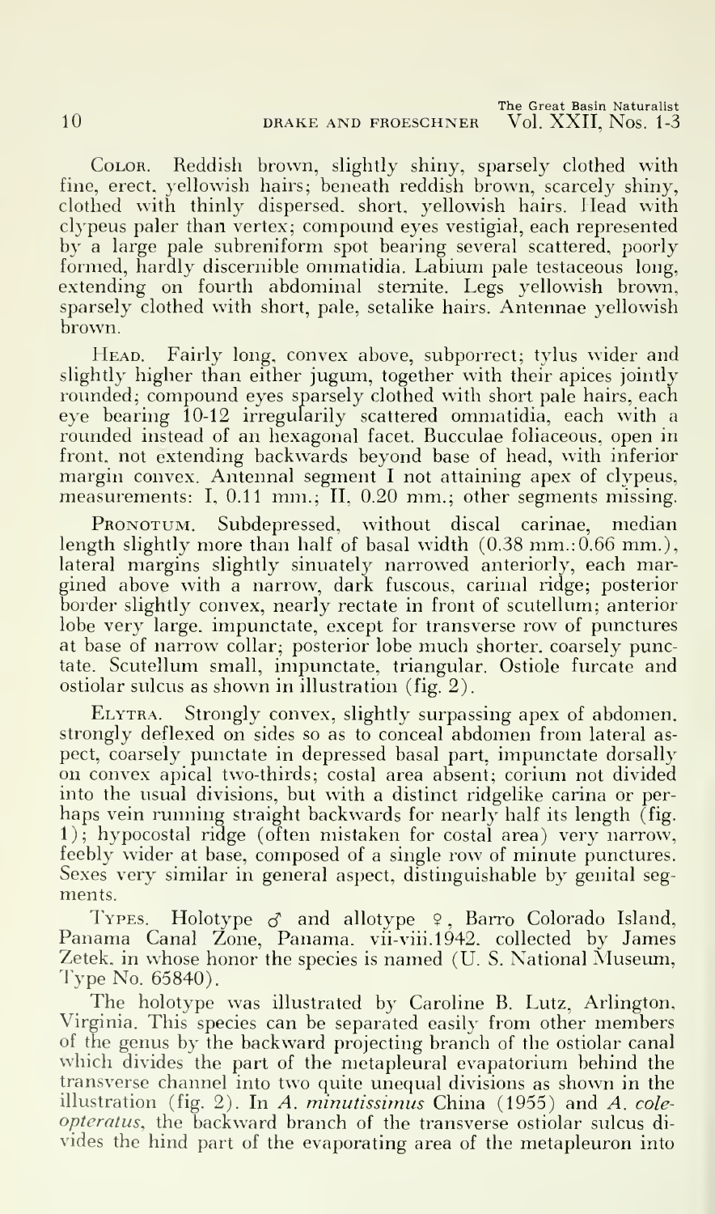COLOR. Reddish brown, slightly shiny, sparsely clothed with fine, erect, yellowish hairs; beneath reddish brown, scarcely shiny, clothed with thinly dispersed, short, yellowish hairs. Head with clypeus paler than vertex; compound eyes vestigial, each represented by a large pale subreniform spot bearing several scattered, poorly formed, hardly discernible ommatidia. Labium pale testaceous long, extending on fourth abdominal sternite. Legs yellowish brown, sparsely clothed with short, pale, setalike hairs. Antennae yellowish brown.

HEAD. Fairly long, convex above, subporrect; tylus wider and slightly higher than either jugum, together with their apices jointly rounded; compound eyes sparsely clothed with short pale hairs, each eye bearing 10-12 irregularly scattered ommatidia, each with a rounded instead of an hexagonal facet. Bucculae foliaceous, open in front, not extending backwards beyond base of head, with inferior margin convex. Antennal segment I not attaining apex of clypeus, measurements: I, 0.11 mm.; II, 0.20 mm.; other segments missing.

PRONOTUM. Subdepressed, without discal carinae, median length slightly more than half of basal width (0.38 mm.:0.66 mm.), lateral margins slightly sinuately narrowed anteriorly, each margined above with a narrow, dark fuscous, carinal ridge; posterior border slightly convex, nearly rectate in front of scutellum; anterior lobe very large, impunctate, except for transverse row of punctures at base of narrow collar; posterior lobe much shorter, coarsely punctate. Scutellum small, impunctate, triangular. Ostiole furcate and ostiolar sulcus as shown in illustration (fig. 2).

ELYTRA. Strongly convex, slightly surpassing apex of abdomen, strongly deflexed on sides so as to conceal abdomen from lateral aspect, coarsely punctate in depressed basal part, impunctate dorsally on convex apical two-thirds; costal area absent; corium not divided into the usual divisions, but with a distinct ridgelike carina or perhaps vein running straight backwards for nearly half its length (fig. 1); hypocostal ridge (often mistaken for costal area) very narrow, feebly wider at base, composed of a single row of minute punctures. Sexes very similar in general aspect, distinguishable by genital segments.

TYPES. Holotype ♂ and allotype ♀, Barro Colorado Island, Panama Canal Zone, Panama. vii-viii.1942, collected by James Zetek, in whose honor the species is named (U. S. National Museum, Type No. 65840).

The holotype was illustrated by Caroline B. Lutz, Arlington, Virginia. This species can be separated easily from other members of the genus by the backward projecting branch of the ostiolar canal which divides the part of the metapleural evapatorium behind the transverse channel into two quite unequal divisions as shown in the illustration (fig. 2). In *A. minutissimus* China (1955) and *A. coleopteratus*, the backward branch of the transverse ostiolar sulcus divides the hind part of the evaporating area of the metapleuron into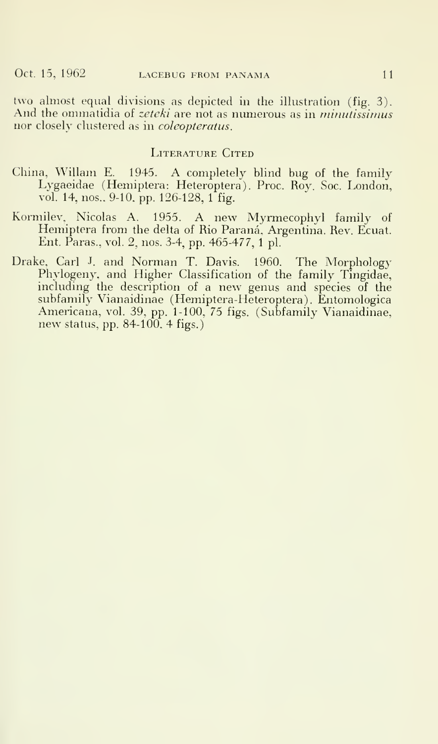two almost equal divisions as depicted in the illustration (fig. 3). And the ommatidia of *zeteki* are not as numerous as in *minutissimus* nor closely clustered as in *coleopteratus*.

## Literature Cited

China, Willam E. 1945. A completely blind bug of the family Lygaeidae (Hemiptera: Heteroptera). Proc. Roy. Soc. London, vol. 14, nos.. 9-10. pp. 126-128, 1 fig.

Kormilev, Nicolas A. 1955. A new Myrmecophyl family of Hemiptera from the delta of Rio Paraná, Argentina. Rev. Ecuat. Ent. Paras., vol. 2, nos. 3-4, pp. 465-477, 1 pl.

Drake, Carl J. and Norman T. Davis. 1960. The Morphology Phylogeny, and Higher Classification of the family Tingidae, including the description of a new genus and species of the subfamily Vianaidinae (Hemiptera-Heteroptera). Entomologica Americana, vol. 39, pp. 1-100, 75 figs. (Subfamily Vianaidinae, new status, pp. 84-100, 4 figs.)